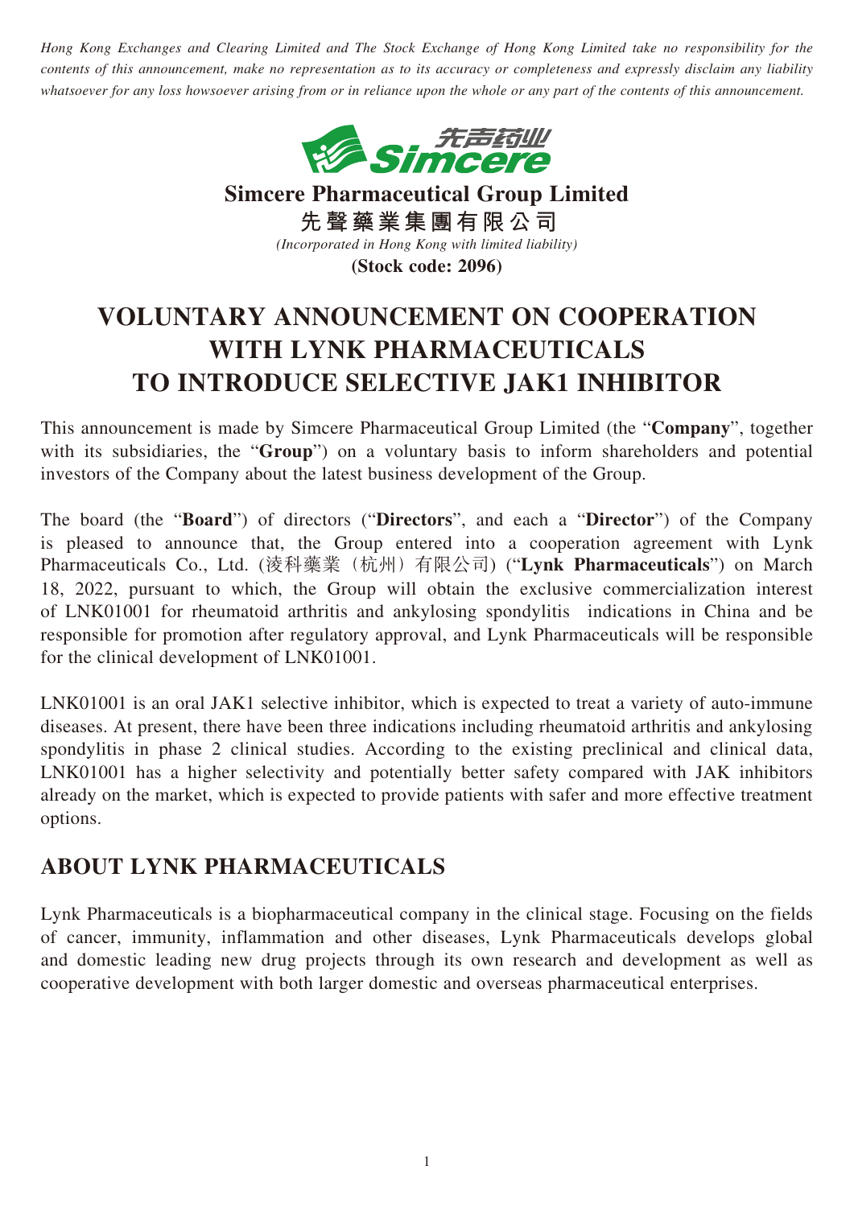*Hong Kong Exchanges and Clearing Limited and The Stock Exchange of Hong Kong Limited take no responsibility for the contents of this announcement, make no representation as to its accuracy or completeness and expressly disclaim any liability whatsoever for any loss howsoever arising from or in reliance upon the whole or any part of the contents of this announcement.*

**Simcere Pharmaceutical Group Limited**

**先聲藥業集團有限公司**

*(Incorporated in Hong Kong with limited liability)*

**(Stock code: 2096)**

# VOLUNTARY ANNOUNCEMENT ON COOPERATION WITH LYNK PHARMACEUTICALS TO INTRODUCE SELECTIVE JAK1 INHIBITOR

This announcement is made by Simcere Pharmaceutical Group Limited (the "**Company**", together with its subsidiaries, the "**Group**") on a voluntary basis to inform shareholders and potential investors of the Company about the latest business development of the Group.

The board (the "**Board**") of directors ("**Directors**", and each a "**Director**") of the Company is pleased to announce that, the Group entered into a cooperation agreement with Lynk Pharmaceuticals Co., Ltd. (淩科藥業（杭州）有限公司) ("**Lynk Pharmaceuticals**") on March 18, 2022, pursuant to which, the Group will obtain the exclusive commercialization interest of LNK01001 for rheumatoid arthritis and ankylosing spondylitis indications in China and be responsible for promotion after regulatory approval, and Lynk Pharmaceuticals will be responsible for the clinical development of LNK01001.

LNK01001 is an oral JAK1 selective inhibitor, which is expected to treat a variety of auto-immune diseases. At present, there have been three indications including rheumatoid arthritis and ankylosing spondylitis in phase 2 clinical studies. According to the existing preclinical and clinical data, LNK01001 has a higher selectivity and potentially better safety compared with JAK inhibitors already on the market, which is expected to provide patients with safer and more effective treatment options.

## ABOUT LYNK PHARMACEUTICALS

Lynk Pharmaceuticals is a biopharmaceutical company in the clinical stage. Focusing on the fields of cancer, immunity, inflammation and other diseases, Lynk Pharmaceuticals develops global and domestic leading new drug projects through its own research and development as well as cooperative development with both larger domestic and overseas pharmaceutical enterprises.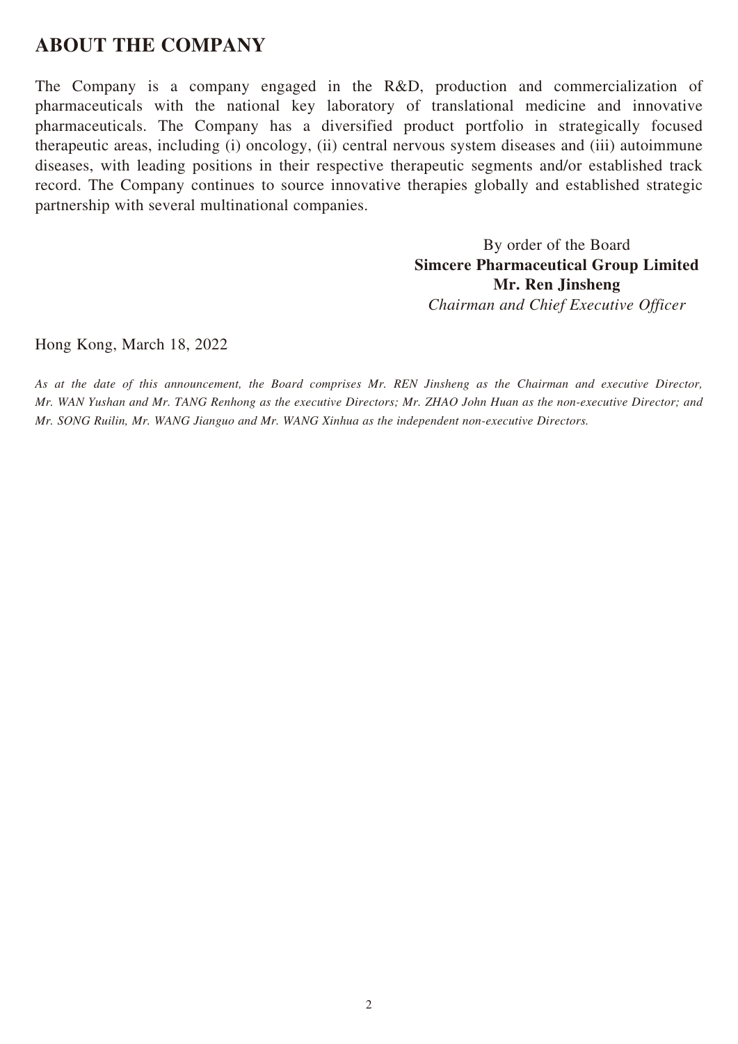## ABOUT THE COMPANY

The Company is a company engaged in the R&D, production and commercialization of pharmaceuticals with the national key laboratory of translational medicine and innovative pharmaceuticals. The Company has a diversified product portfolio in strategically focused therapeutic areas, including (i) oncology, (ii) central nervous system diseases and (iii) autoimmune diseases, with leading positions in their respective therapeutic segments and/or established track record. The Company continues to source innovative therapies globally and established strategic partnership with several multinational companies.

By order of the Board
**Simcere Pharmaceutical Group Limited**
**Mr. Ren Jinsheng**
*Chairman and Chief Executive Officer*

Hong Kong, March 18, 2022

*As at the date of this announcement, the Board comprises Mr. REN Jinsheng as the Chairman and executive Director, Mr. WAN Yushan and Mr. TANG Renhong as the executive Directors; Mr. ZHAO John Huan as the non-executive Director; and Mr. SONG Ruilin, Mr. WANG Jianguo and Mr. WANG Xinhua as the independent non-executive Directors.*